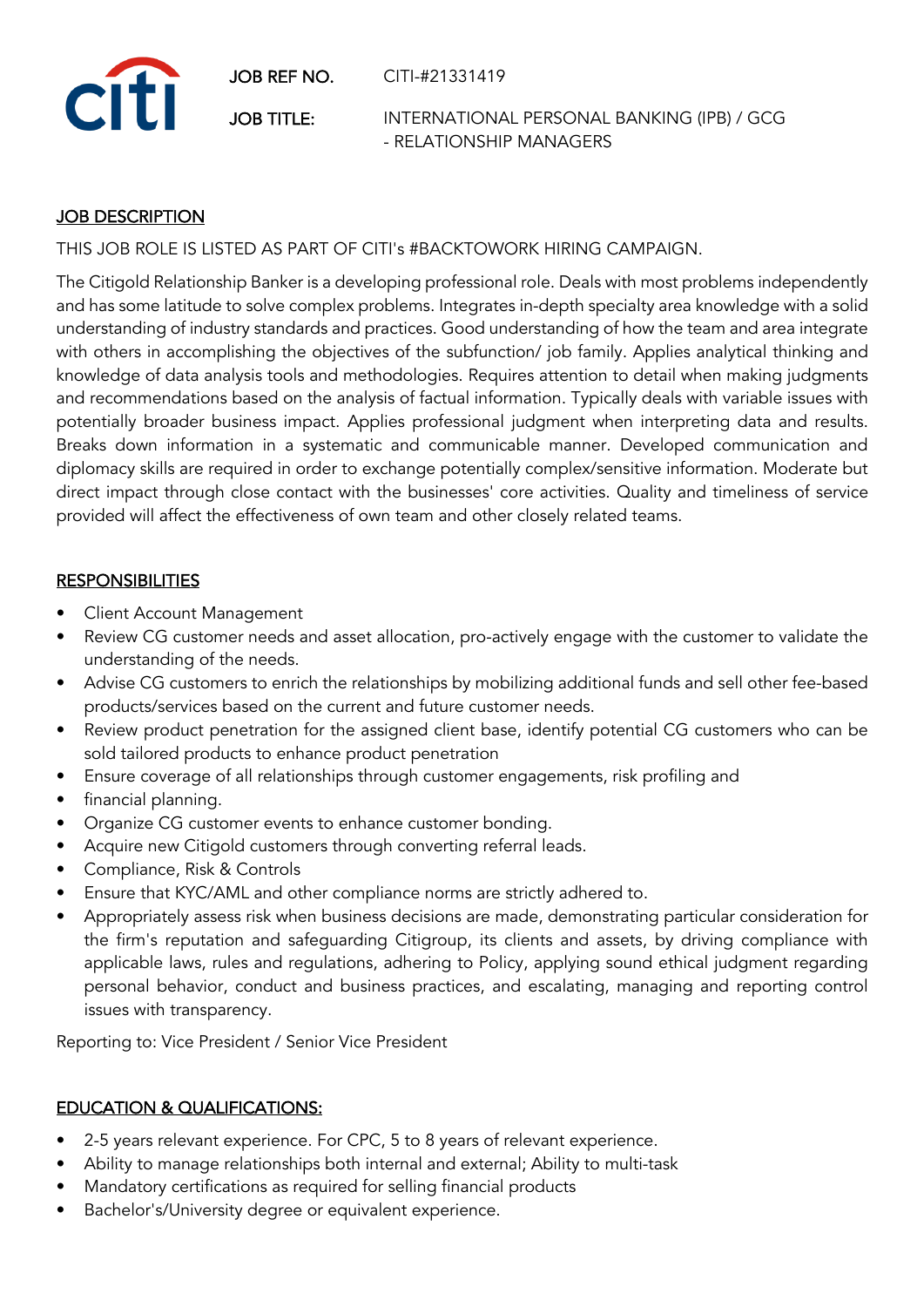citi

**JOB REF NO.** CITI-#21331419

**JOB TITLE:** INTERNATIONAL PERSONAL BANKING (IPB) / GCG - RELATIONSHIP MANAGERS

## JOB DESCRIPTION

THIS JOB ROLE IS LISTED AS PART OF CITI's #BACKTOWORK HIRING CAMPAIGN.

The Citigold Relationship Banker is a developing professional role. Deals with most problems independently and has some latitude to solve complex problems. Integrates in-depth specialty area knowledge with a solid understanding of industry standards and practices. Good understanding of how the team and area integrate with others in accomplishing the objectives of the subfunction/ job family. Applies analytical thinking and knowledge of data analysis tools and methodologies. Requires attention to detail when making judgments and recommendations based on the analysis of factual information. Typically deals with variable issues with potentially broader business impact. Applies professional judgment when interpreting data and results. Breaks down information in a systematic and communicable manner. Developed communication and diplomacy skills are required in order to exchange potentially complex/sensitive information. Moderate but direct impact through close contact with the businesses' core activities. Quality and timeliness of service provided will affect the effectiveness of own team and other closely related teams.

## RESPONSIBILITIES

- Client Account Management
- Review CG customer needs and asset allocation, pro-actively engage with the customer to validate the understanding of the needs.
- Advise CG customers to enrich the relationships by mobilizing additional funds and sell other fee-based products/services based on the current and future customer needs.
- Review product penetration for the assigned client base, identify potential CG customers who can be sold tailored products to enhance product penetration
- Ensure coverage of all relationships through customer engagements, risk profiling and
- financial planning.
- Organize CG customer events to enhance customer bonding.
- Acquire new Citigold customers through converting referral leads.
- Compliance, Risk & Controls
- Ensure that KYC/AML and other compliance norms are strictly adhered to.
- Appropriately assess risk when business decisions are made, demonstrating particular consideration for the firm's reputation and safeguarding Citigroup, its clients and assets, by driving compliance with applicable laws, rules and regulations, adhering to Policy, applying sound ethical judgment regarding personal behavior, conduct and business practices, and escalating, managing and reporting control issues with transparency.

Reporting to: Vice President / Senior Vice President

## EDUCATION & QUALIFICATIONS:

- 2-5 years relevant experience. For CPC, 5 to 8 years of relevant experience.
- Ability to manage relationships both internal and external; Ability to multi-task
- Mandatory certifications as required for selling financial products
- Bachelor's/University degree or equivalent experience.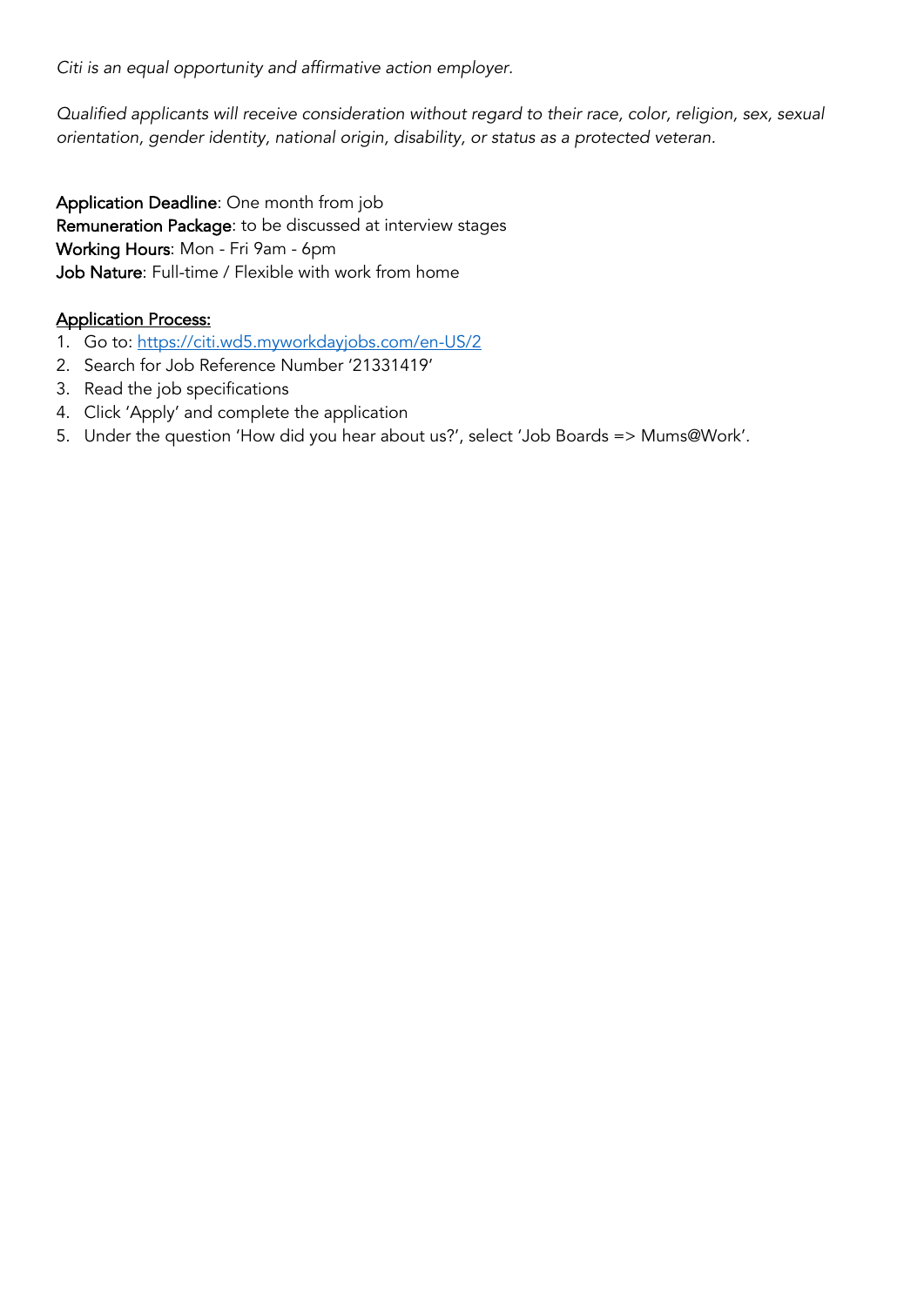*Citi is an equal opportunity and affirmative action employer.*

*Qualified applicants will receive consideration without regard to their race, color, religion, sex, sexual orientation, gender identity, national origin, disability, or status as a protected veteran.*

**Application Deadline**: One month from job
**Remuneration Package**: to be discussed at interview stages
**Working Hours**: Mon - Fri 9am - 6pm
**Job Nature**: Full-time / Flexible with work from home

<u>Application Process:</u>

1. Go to: [https://citi.wd5.myworkdayjobs.com/en-US/2](https://citi.wd5.myworkdayjobs.com/en-US/2)
2. Search for Job Reference Number '21331419'
3. Read the job specifications
4. Click 'Apply' and complete the application
5. Under the question 'How did you hear about us?', select 'Job Boards => Mums@Work'.